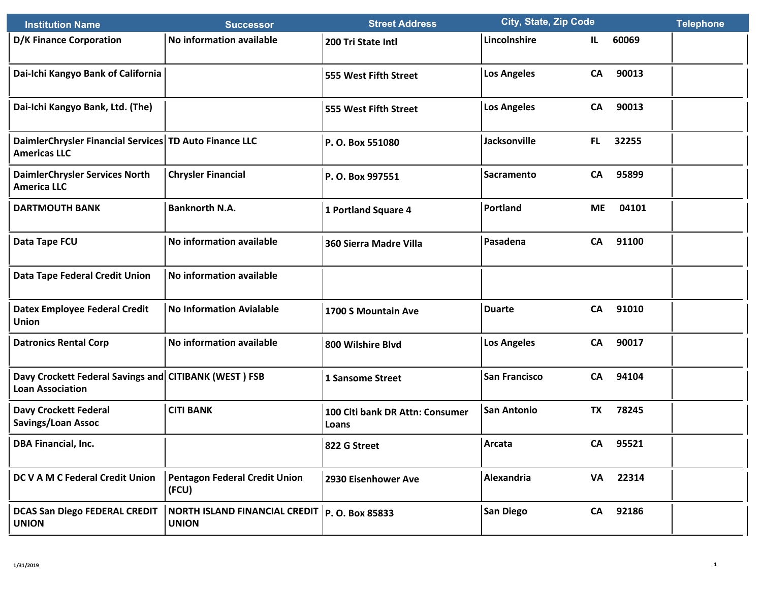| Institution Name | Successor | Street Address | City, State, Zip Code | | | Telephone |
|---|---|---|---|---|---|---|
| D/K Finance Corporation | No information available | 200 Tri State Intl | Lincolnshire | IL | 60069 | |
| Dai-Ichi Kangyo Bank of California | | 555 West Fifth Street | Los Angeles | CA | 90013 | |
| Dai-Ichi Kangyo Bank, Ltd. (The) | | 555 West Fifth Street | Los Angeles | CA | 90013 | |
| DaimlerChrysler Financial Services Americas LLC | TD Auto Finance LLC | P. O. Box 551080 | Jacksonville | FL | 32255 | |
| DaimlerChrysler Services North America LLC | Chrysler Financial | P. O. Box 997551 | Sacramento | CA | 95899 | |
| DARTMOUTH BANK | Banknorth N.A. | 1 Portland Square 4 | Portland | ME | 04101 | |
| Data Tape FCU | No information available | 360 Sierra Madre Villa | Pasadena | CA | 91100 | |
| Data Tape Federal Credit Union | No information available | | | | | |
| Datex Employee Federal Credit Union | No Information Avialable | 1700 S Mountain Ave | Duarte | CA | 91010 | |
| Datronics Rental Corp | No information available | 800 Wilshire Blvd | Los Angeles | CA | 90017 | |
| Davy Crockett Federal Savings and Loan Association | CITIBANK (WEST ) FSB | 1 Sansome Street | San Francisco | CA | 94104 | |
| Davy Crockett Federal Savings/Loan Assoc | CITI BANK | 100 Citi bank DR Attn: Consumer Loans | San Antonio | TX | 78245 | |
| DBA Financial, Inc. | | 822 G Street | Arcata | CA | 95521 | |
| DC V A M C Federal Credit Union | Pentagon Federal Credit Union (FCU) | 2930 Eisenhower Ave | Alexandria | VA | 22314 | |
| DCAS San Diego FEDERAL CREDIT UNION | NORTH ISLAND FINANCIAL CREDIT UNION | P. O. Box 85833 | San Diego | CA | 92186 | |

1/31/2019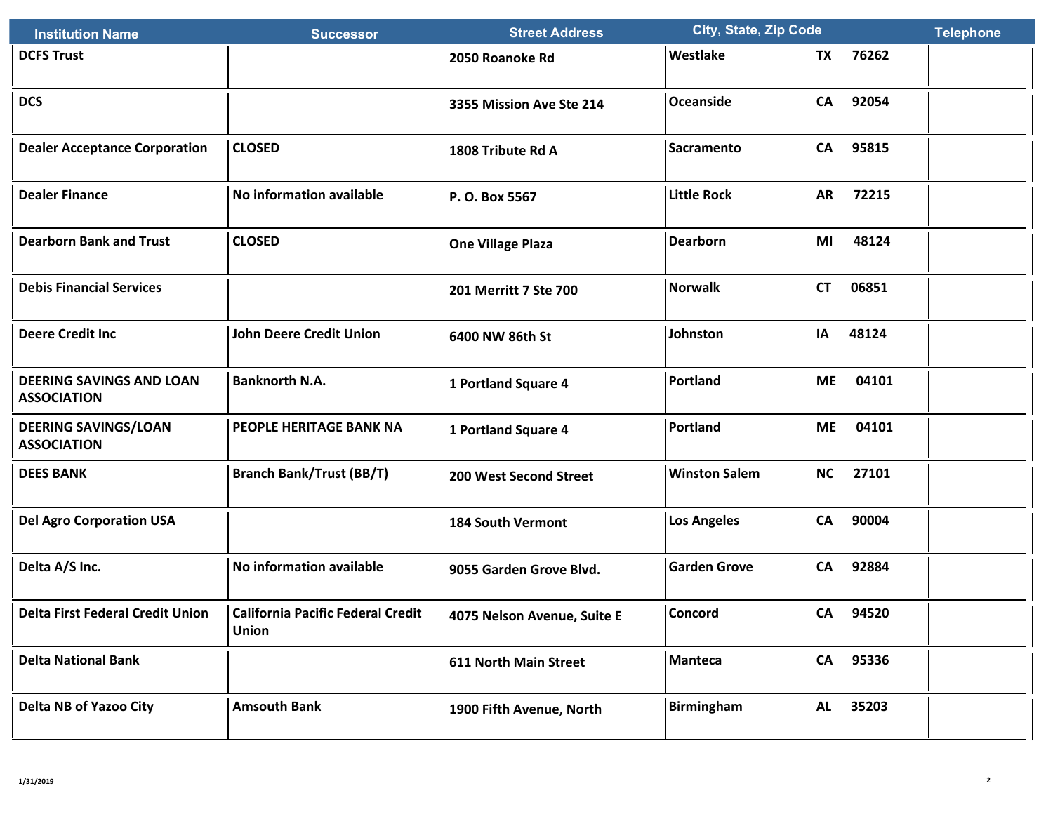| Institution Name | Successor | Street Address | City, State, Zip Code | | | Telephone |
|---|---|---|---|---|---|---|
| DCFS Trust | | 2050 Roanoke Rd | Westlake | TX | 76262 | |
| DCS | | 3355 Mission Ave Ste 214 | Oceanside | CA | 92054 | |
| Dealer Acceptance Corporation | CLOSED | 1808 Tribute Rd A | Sacramento | CA | 95815 | |
| Dealer Finance | No information available | P. O. Box 5567 | Little Rock | AR | 72215 | |
| Dearborn Bank and Trust | CLOSED | One Village Plaza | Dearborn | MI | 48124 | |
| Debis Financial Services | | 201 Merritt 7 Ste 700 | Norwalk | CT | 06851 | |
| Deere Credit Inc | John Deere Credit Union | 6400 NW 86th St | Johnston | IA | 48124 | |
| DEERING SAVINGS AND LOAN ASSOCIATION | Banknorth N.A. | 1 Portland Square 4 | Portland | ME | 04101 | |
| DEERING SAVINGS/LOAN ASSOCIATION | PEOPLE HERITAGE BANK NA | 1 Portland Square 4 | Portland | ME | 04101 | |
| DEES BANK | Branch Bank/Trust (BB/T) | 200 West Second Street | Winston Salem | NC | 27101 | |
| Del Agro Corporation USA | | 184 South Vermont | Los Angeles | CA | 90004 | |
| Delta A/S Inc. | No information available | 9055 Garden Grove Blvd. | Garden Grove | CA | 92884 | |
| Delta First Federal Credit Union | California Pacific Federal Credit Union | 4075 Nelson Avenue, Suite E | Concord | CA | 94520 | |
| Delta National Bank | | 611 North Main Street | Manteca | CA | 95336 | |
| Delta NB of Yazoo City | Amsouth Bank | 1900 Fifth Avenue, North | Birmingham | AL | 35203 | |

1/31/2019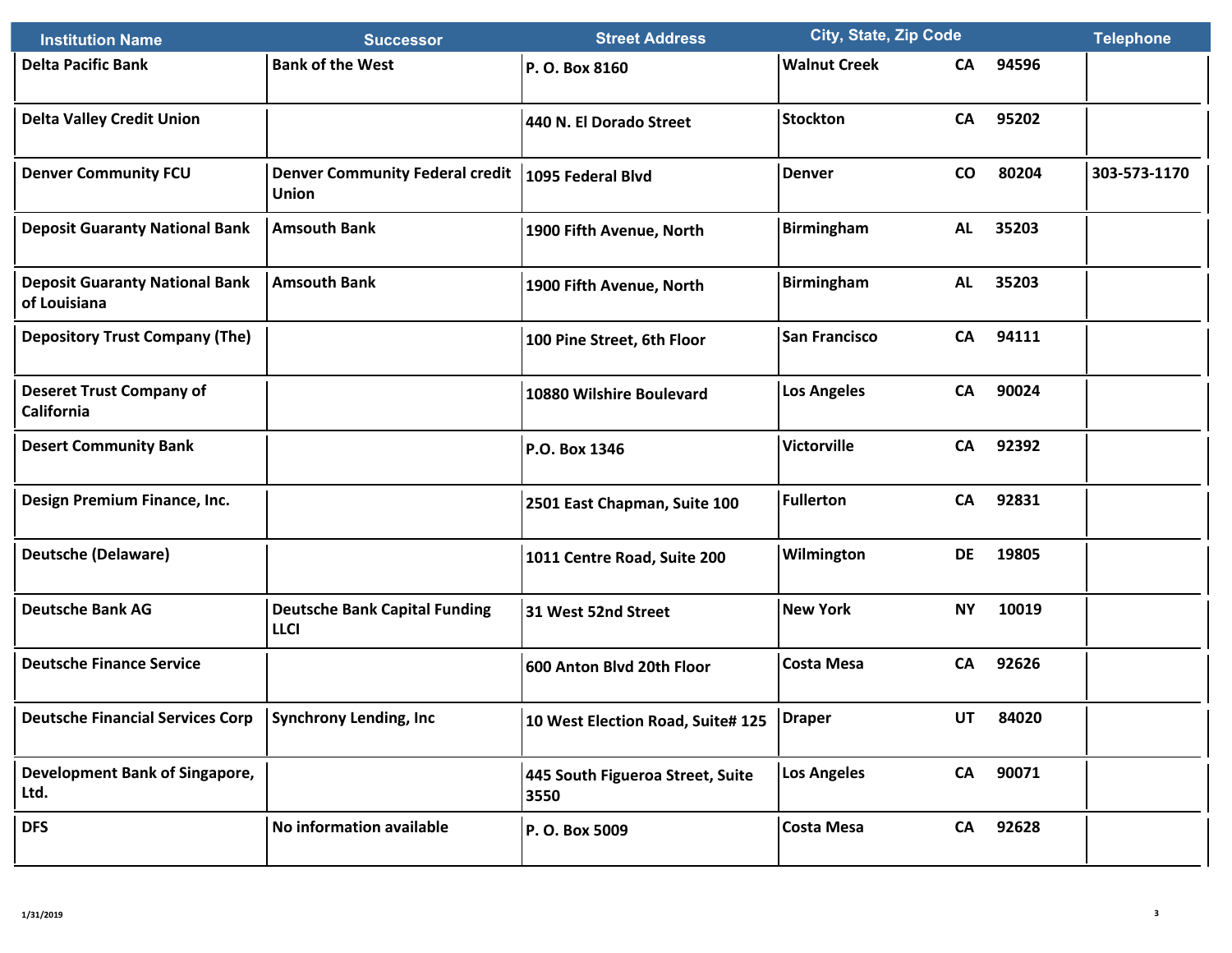| Institution Name | Successor | Street Address | City, State, Zip Code | | | Telephone |
| --- | --- | --- | --- | --- | --- | --- |
| Delta Pacific Bank | Bank of the West | P. O. Box 8160 | Walnut Creek | CA | 94596 | |
| Delta Valley Credit Union | | 440 N. El Dorado Street | Stockton | CA | 95202 | |
| Denver Community FCU | Denver Community Federal credit Union | 1095 Federal Blvd | Denver | CO | 80204 | 303-573-1170 |
| Deposit Guaranty National Bank | Amsouth Bank | 1900 Fifth Avenue, North | Birmingham | AL | 35203 | |
| Deposit Guaranty National Bank of Louisiana | Amsouth Bank | 1900 Fifth Avenue, North | Birmingham | AL | 35203 | |
| Depository Trust Company (The) | | 100 Pine Street, 6th Floor | San Francisco | CA | 94111 | |
| Deseret Trust Company of California | | 10880 Wilshire Boulevard | Los Angeles | CA | 90024 | |
| Desert Community Bank | | P.O. Box 1346 | Victorville | CA | 92392 | |
| Design Premium Finance, Inc. | | 2501 East Chapman, Suite 100 | Fullerton | CA | 92831 | |
| Deutsche (Delaware) | | 1011 Centre Road, Suite 200 | Wilmington | DE | 19805 | |
| Deutsche Bank AG | Deutsche Bank Capital Funding LLCI | 31 West 52nd Street | New York | NY | 10019 | |
| Deutsche Finance Service | | 600 Anton Blvd 20th Floor | Costa Mesa | CA | 92626 | |
| Deutsche Financial Services Corp | Synchrony Lending, Inc | 10 West Election Road, Suite# 125 | Draper | UT | 84020 | |
| Development Bank of Singapore, Ltd. | | 445 South Figueroa Street, Suite 3550 | Los Angeles | CA | 90071 | |
| DFS | No information available | P. O. Box 5009 | Costa Mesa | CA | 92628 | |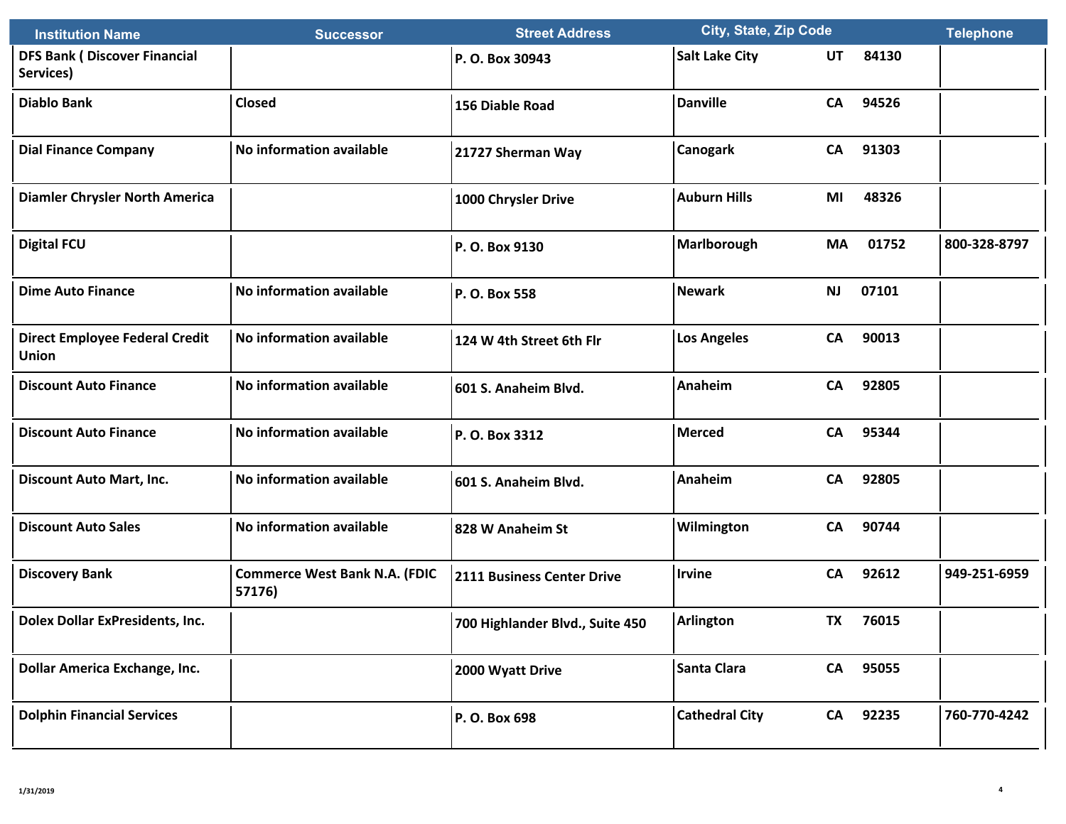| Institution Name | Successor | Street Address | City, State, Zip Code | | | Telephone |
|---|---|---|---|---|---|---|
| DFS Bank ( Discover Financial Services) | | P. O. Box 30943 | Salt Lake City | UT | 84130 | |
| Diablo Bank | Closed | 156 Diable Road | Danville | CA | 94526 | |
| Dial Finance Company | No information available | 21727 Sherman Way | Canogark | CA | 91303 | |
| Diamler Chrysler North America | | 1000 Chrysler Drive | Auburn Hills | MI | 48326 | |
| Digital FCU | | P. O. Box 9130 | Marlborough | MA | 01752 | 800-328-8797 |
| Dime Auto Finance | No information available | P. O. Box 558 | Newark | NJ | 07101 | |
| Direct Employee Federal Credit Union | No information available | 124 W 4th Street 6th Flr | Los Angeles | CA | 90013 | |
| Discount Auto Finance | No information available | 601 S. Anaheim Blvd. | Anaheim | CA | 92805 | |
| Discount Auto Finance | No information available | P. O. Box 3312 | Merced | CA | 95344 | |
| Discount Auto Mart, Inc. | No information available | 601 S. Anaheim Blvd. | Anaheim | CA | 92805 | |
| Discount Auto Sales | No information available | 828 W Anaheim St | Wilmington | CA | 90744 | |
| Discovery Bank | Commerce West Bank N.A. (FDIC 57176) | 2111 Business Center Drive | Irvine | CA | 92612 | 949-251-6959 |
| Dolex Dollar ExPresidents, Inc. | | 700 Highlander Blvd., Suite 450 | Arlington | TX | 76015 | |
| Dollar America Exchange, Inc. | | 2000 Wyatt Drive | Santa Clara | CA | 95055 | |
| Dolphin Financial Services | | P. O. Box 698 | Cathedral City | CA | 92235 | 760-770-4242 |

1/31/2019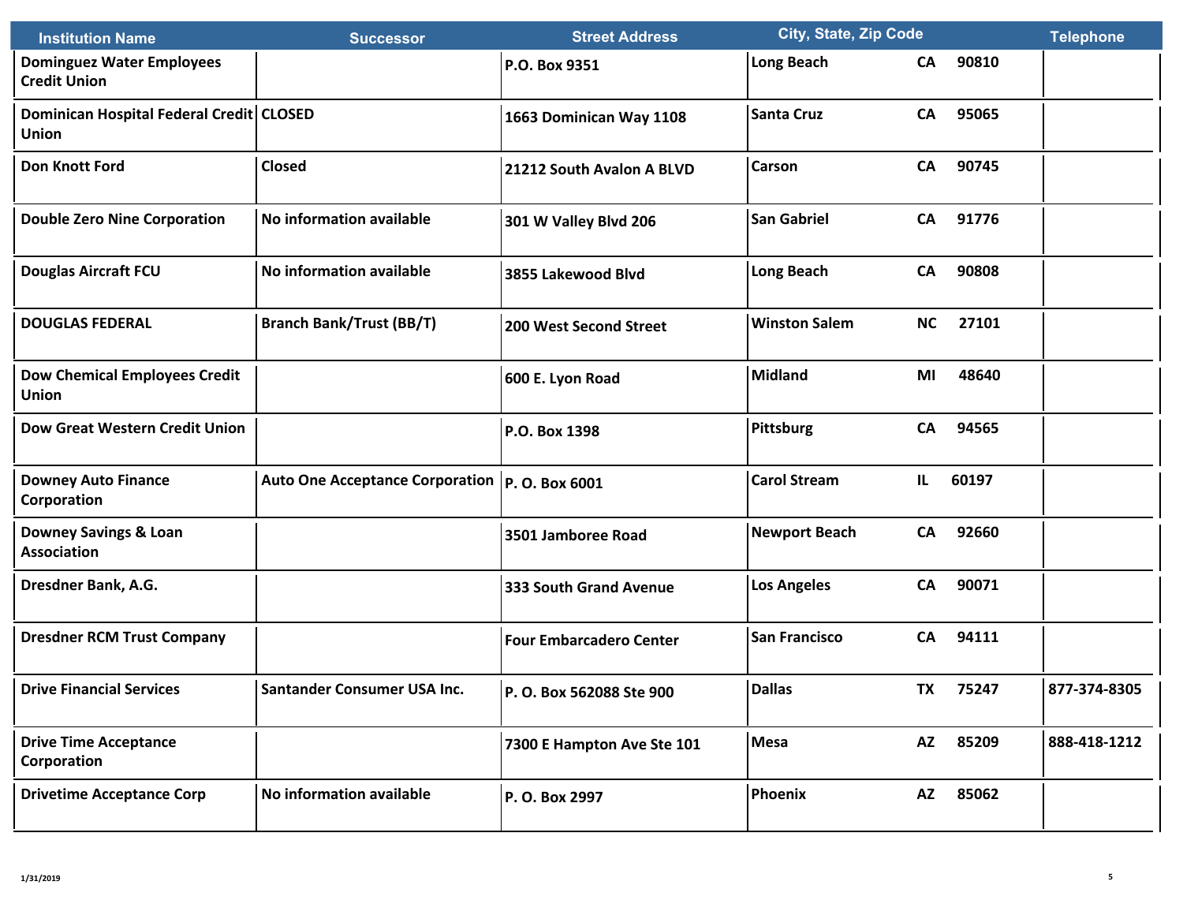| Institution Name | Successor | Street Address | City, State, Zip Code | | | Telephone |
|---|---|---|---|---|---|---|
| **Dominguez Water Employees Credit Union** | | **P.O. Box 9351** | **Long Beach** | **CA** | **90810** | |
| **Dominican Hospital Federal Credit Union** | **CLOSED** | **1663 Dominican Way 1108** | **Santa Cruz** | **CA** | **95065** | |
| **Don Knott Ford** | **Closed** | **21212 South Avalon A BLVD** | **Carson** | **CA** | **90745** | |
| **Double Zero Nine Corporation** | **No information available** | **301 W Valley Blvd 206** | **San Gabriel** | **CA** | **91776** | |
| **Douglas Aircraft FCU** | **No information available** | **3855 Lakewood Blvd** | **Long Beach** | **CA** | **90808** | |
| **DOUGLAS FEDERAL** | **Branch Bank/Trust (BB/T)** | **200 West Second Street** | **Winston Salem** | **NC** | **27101** | |
| **Dow Chemical Employees Credit Union** | | **600 E. Lyon Road** | **Midland** | **MI** | **48640** | |
| **Dow Great Western Credit Union** | | **P.O. Box 1398** | **Pittsburg** | **CA** | **94565** | |
| **Downey Auto Finance Corporation** | **Auto One Acceptance Corporation** | **P. O. Box 6001** | **Carol Stream** | **IL** | **60197** | |
| **Downey Savings & Loan Association** | | **3501 Jamboree Road** | **Newport Beach** | **CA** | **92660** | |
| **Dresdner Bank, A.G.** | | **333 South Grand Avenue** | **Los Angeles** | **CA** | **90071** | |
| **Dresdner RCM Trust Company** | | **Four Embarcadero Center** | **San Francisco** | **CA** | **94111** | |
| **Drive Financial Services** | **Santander Consumer USA Inc.** | **P. O. Box 562088 Ste 900** | **Dallas** | **TX** | **75247** | **877-374-8305** |
| **Drive Time Acceptance Corporation** | | **7300 E Hampton Ave Ste 101** | **Mesa** | **AZ** | **85209** | **888-418-1212** |
| **Drivetime Acceptance Corp** | **No information available** | **P. O. Box 2997** | **Phoenix** | **AZ** | **85062** | |

1/31/2019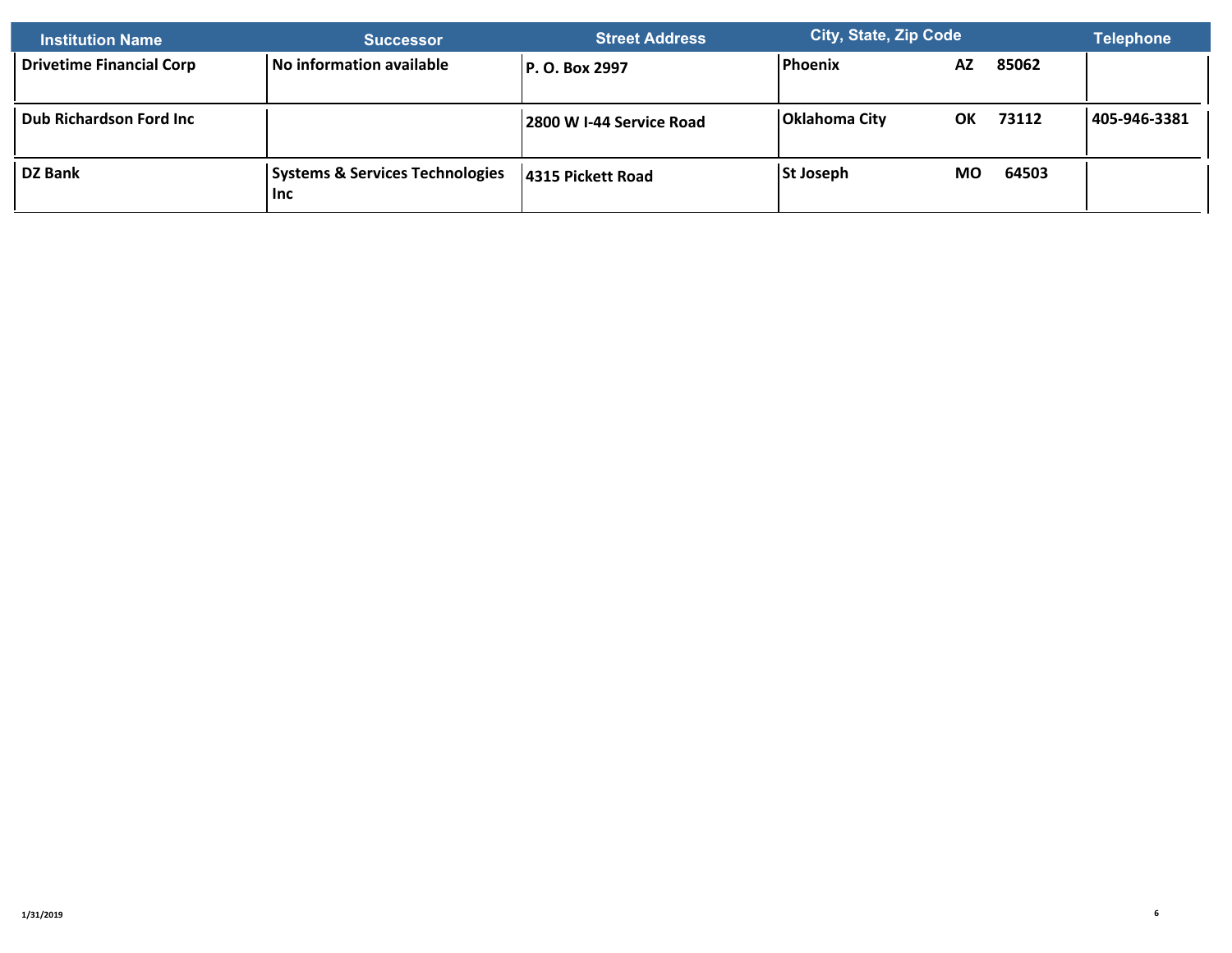| Institution Name | Successor | Street Address | City, State, Zip Code | | | Telephone |
|---|---|---|---|---|---|---|
| **Drivetime Financial Corp** | **No information available** | **P. O. Box 2997** | **Phoenix** | **AZ** | **85062** | |
| **Dub Richardson Ford Inc** | | **2800 W I-44 Service Road** | **Oklahoma City** | **OK** | **73112** | **405-946-3381** |
| **DZ Bank** | **Systems & Services Technologies Inc** | **4315 Pickett Road** | **St Joseph** | **MO** | **64503** | |

1/31/2019